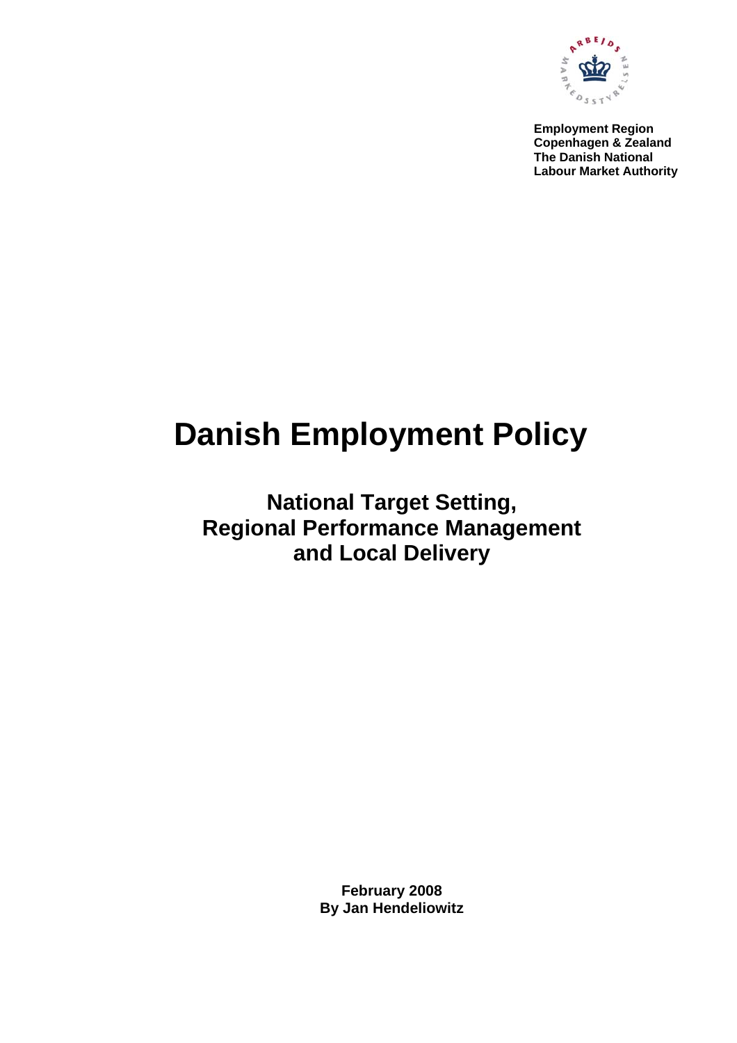**Employment Region Copenhagen & Zealand The Danish National Labour Market Authority**

# Danish Employment Policy

## National Target Setting, Regional Performance Management and Local Delivery

**February 2008**
**By Jan Hendeliowitz**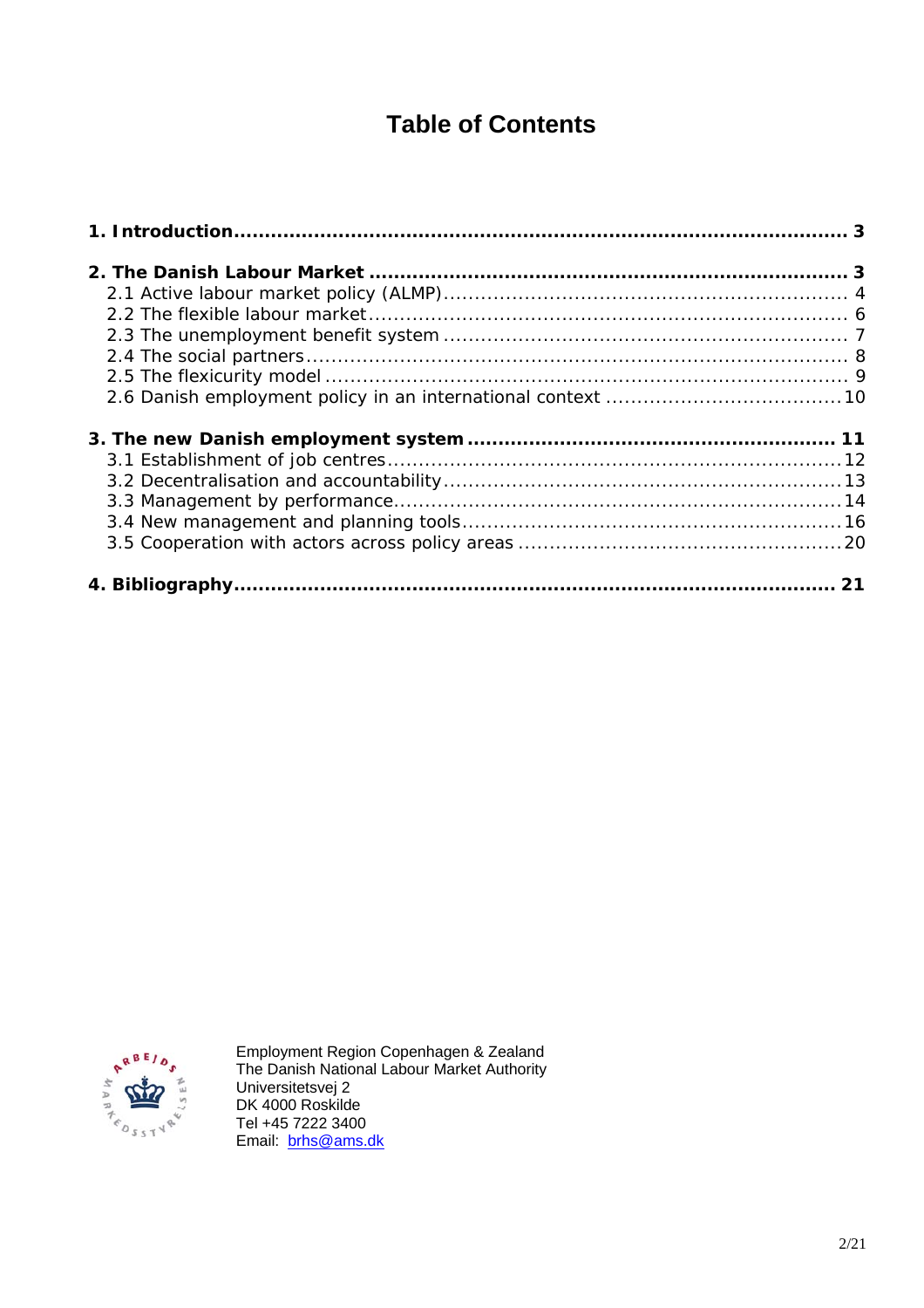# Table of Contents

**1. Introduction ... 3**

**2. The Danish Labour Market ... 3**

- 2.1 Active labour market policy (ALMP) ... 4
- 2.2 The flexible labour market ... 6
- 2.3 The unemployment benefit system ... 7
- 2.4 The social partners ... 8
- 2.5 The flexicurity model ... 9
- 2.6 Danish employment policy in an international context ... 10

**3. The new Danish employment system ... 11**

- 3.1 Establishment of job centres ... 12
- 3.2 Decentralisation and accountability ... 13
- 3.3 Management by performance ... 14
- 3.4 New management and planning tools ... 16
- 3.5 Cooperation with actors across policy areas ... 20

**4. Bibliography ... 21**

Employment Region Copenhagen & Zealand
The Danish National Labour Market Authority
Universitetsvej 2
DK 4000 Roskilde
Tel +45 7222 3400
Email: brhs@ams.dk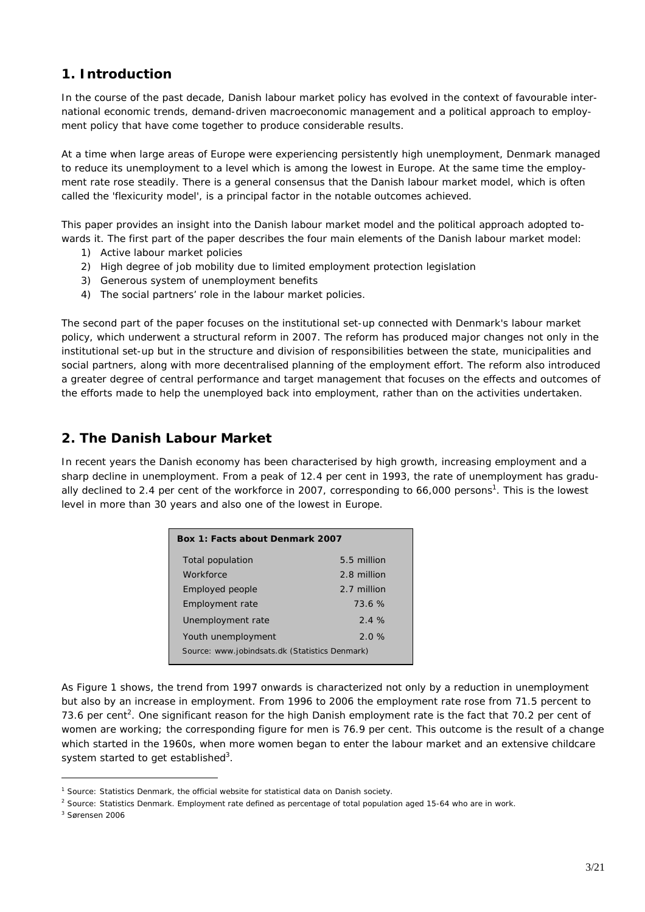## 1. Introduction

In the course of the past decade, Danish labour market policy has evolved in the context of favourable international economic trends, demand-driven macroeconomic management and a political approach to employment policy that have come together to produce considerable results.

At a time when large areas of Europe were experiencing persistently high unemployment, Denmark managed to reduce its unemployment to a level which is among the lowest in Europe. At the same time the employment rate rose steadily. There is a general consensus that the Danish labour market model, which is often called the 'flexicurity model', is a principal factor in the notable outcomes achieved.

This paper provides an insight into the Danish labour market model and the political approach adopted towards it. The first part of the paper describes the four main elements of the Danish labour market model:

1) Active labour market policies
2) High degree of job mobility due to limited employment protection legislation
3) Generous system of unemployment benefits
4) The social partners' role in the labour market policies.

The second part of the paper focuses on the institutional set-up connected with Denmark's labour market policy, which underwent a structural reform in 2007. The reform has produced major changes not only in the institutional set-up but in the structure and division of responsibilities between the state, municipalities and social partners, along with more decentralised planning of the employment effort. The reform also introduced a greater degree of central performance and target management that focuses on the effects and outcomes of the efforts made to help the unemployed back into employment, rather than on the activities undertaken.

## 2. The Danish Labour Market

In recent years the Danish economy has been characterised by high growth, increasing employment and a sharp decline in unemployment. From a peak of 12.4 per cent in 1993, the rate of unemployment has gradually declined to 2.4 per cent of the workforce in 2007, corresponding to 66,000 persons[1]. This is the lowest level in more than 30 years and also one of the lowest in Europe.

| **Box 1: Facts about Denmark 2007** | |
|---|---|
| Total population | 5.5 million |
| Workforce | 2.8 million |
| Employed people | 2.7 million |
| Employment rate | 73.6 % |
| Unemployment rate | 2.4 % |
| Youth unemployment | 2.0 % |

Source: www.jobindsats.dk (Statistics Denmark)

As Figure 1 shows, the trend from 1997 onwards is characterized not only by a reduction in unemployment but also by an increase in employment. From 1996 to 2006 the employment rate rose from 71.5 percent to 73.6 per cent[2]. One significant reason for the high Danish employment rate is the fact that 70.2 per cent of women are working; the corresponding figure for men is 76.9 per cent. This outcome is the result of a change which started in the 1960s, when more women began to enter the labour market and an extensive childcare system started to get established[3].

---

[1] Source: Statistics Denmark, the official website for statistical data on Danish society.

[2] Source: Statistics Denmark. Employment rate defined as percentage of total population aged 15-64 who are in work.

[3] Sørensen 2006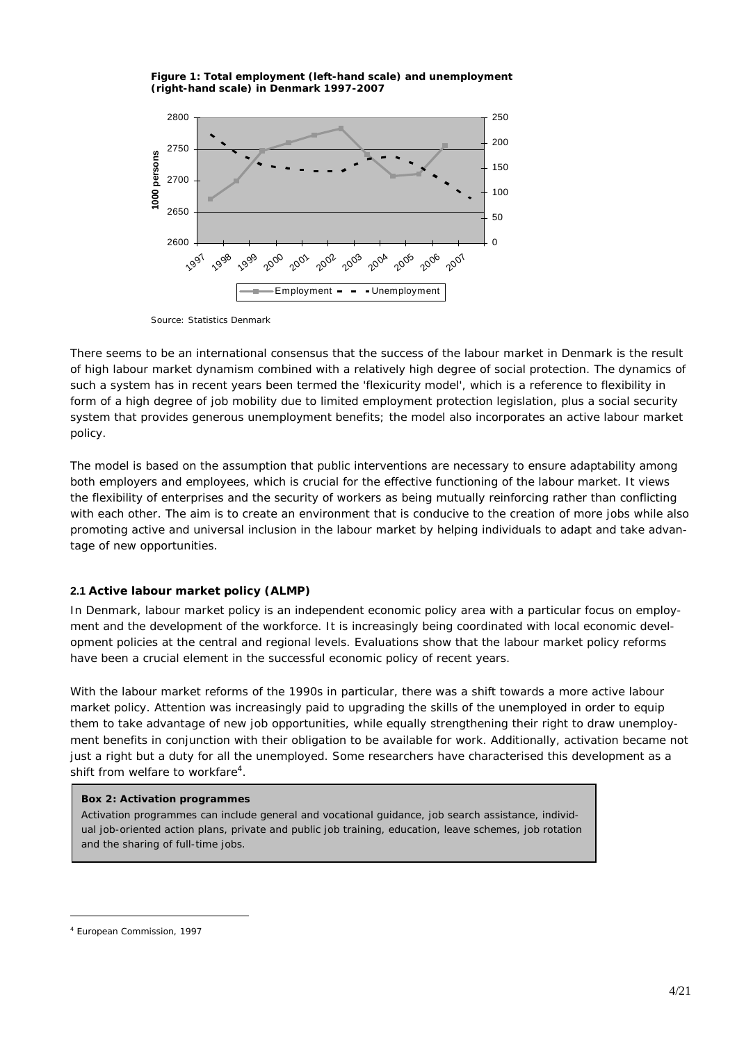**Figure 1: Total employment (left-hand scale) and unemployment (right-hand scale) in Denmark 1997-2007**

Source: Statistics Denmark

There seems to be an international consensus that the success of the labour market in Denmark is the result of high labour market dynamism combined with a relatively high degree of social protection. The dynamics of such a system has in recent years been termed the 'flexicurity model', which is a reference to flexibility in form of a high degree of job mobility due to limited employment protection legislation, plus a social security system that provides generous unemployment benefits; the model also incorporates an active labour market policy.

The model is based on the assumption that public interventions are necessary to ensure adaptability among both employers and employees, which is crucial for the effective functioning of the labour market. It views the flexibility of enterprises and the security of workers as being mutually reinforcing rather than conflicting with each other. The aim is to create an environment that is conducive to the creation of more jobs while also promoting active and universal inclusion in the labour market by helping individuals to adapt and take advantage of new opportunities.

### 2.1 Active labour market policy (ALMP)

In Denmark, labour market policy is an independent economic policy area with a particular focus on employment and the development of the workforce. It is increasingly being coordinated with local economic development policies at the central and regional levels. Evaluations show that the labour market policy reforms have been a crucial element in the successful economic policy of recent years.

With the labour market reforms of the 1990s in particular, there was a shift towards a more active labour market policy. Attention was increasingly paid to upgrading the skills of the unemployed in order to equip them to take advantage of new job opportunities, while equally strengthening their right to draw unemployment benefits in conjunction with their obligation to be available for work. Additionally, activation became not just a right but a duty for all the unemployed. Some researchers have characterised this development as a shift from welfare to workfare[4].

> **Box 2: Activation programmes**
>
> Activation programmes can include general and vocational guidance, job search assistance, individual job-oriented action plans, private and public job training, education, leave schemes, job rotation and the sharing of full-time jobs.

---

[4] European Commission, 1997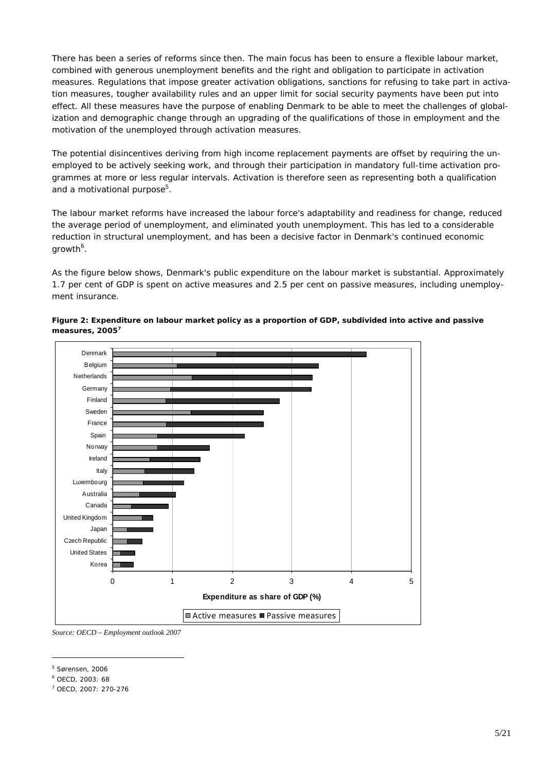There has been a series of reforms since then. The main focus has been to ensure a flexible labour market, combined with generous unemployment benefits and the right and obligation to participate in activation measures. Regulations that impose greater activation obligations, sanctions for refusing to take part in activation measures, tougher availability rules and an upper limit for social security payments have been put into effect. All these measures have the purpose of enabling Denmark to be able to meet the challenges of globalization and demographic change through an upgrading of the qualifications of those in employment and the motivation of the unemployed through activation measures.

The potential disincentives deriving from high income replacement payments are offset by requiring the unemployed to be actively seeking work, and through their participation in mandatory full-time activation programmes at more or less regular intervals. Activation is therefore seen as representing both a qualification and a motivational purpose[5].

The labour market reforms have increased the labour force's adaptability and readiness for change, reduced the average period of unemployment, and eliminated youth unemployment. This has led to a considerable reduction in structural unemployment, and has been a decisive factor in Denmark's continued economic growth[6].

As the figure below shows, Denmark's public expenditure on the labour market is substantial. Approximately 1.7 per cent of GDP is spent on active measures and 2.5 per cent on passive measures, including unemployment insurance.

**Figure 2: Expenditure on labour market policy as a proportion of GDP, subdivided into active and passive measures, 2005[7]**

*Source: OECD – Employment outlook 2007*

[5] Sørensen, 2006

[6] OECD, 2003: 68

[7] OECD, 2007: 270-276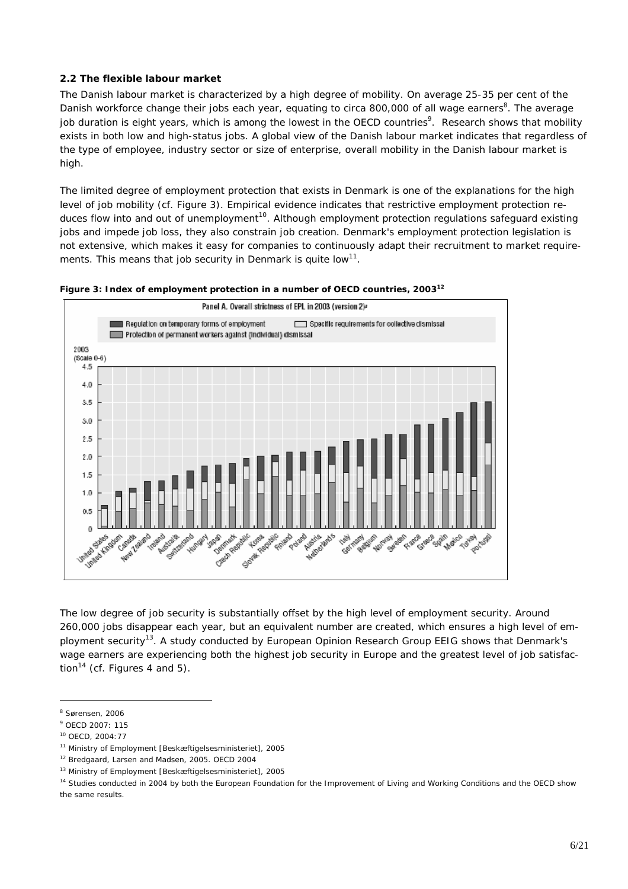### 2.2 The flexible labour market

The Danish labour market is characterized by a high degree of mobility. On average 25-35 per cent of the Danish workforce change their jobs each year, equating to circa 800,000 of all wage earners[8]. The average job duration is eight years, which is among the lowest in the OECD countries[9]. Research shows that mobility exists in both low and high-status jobs. A global view of the Danish labour market indicates that regardless of the type of employee, industry sector or size of enterprise, overall mobility in the Danish labour market is high.

The limited degree of employment protection that exists in Denmark is one of the explanations for the high level of job mobility (cf. Figure 3). Empirical evidence indicates that restrictive employment protection reduces flow into and out of unemployment[10]. Although employment protection regulations safeguard existing jobs and impede job loss, they also constrain job creation. Denmark's employment protection legislation is not extensive, which makes it easy for companies to continuously adapt their recruitment to market requirements. This means that job security in Denmark is quite low[11].

**Figure 3: Index of employment protection in a number of OECD countries, 2003[12]**

The low degree of job security is substantially offset by the high level of employment security. Around 260,000 jobs disappear each year, but an equivalent number are created, which ensures a high level of employment security[13]. A study conducted by European Opinion Research Group EEIG shows that Denmark's wage earners are experiencing both the highest job security in Europe and the greatest level of job satisfaction[14] (cf. Figures 4 and 5).

---

[8] Sørensen, 2006

[9] OECD 2007: 115

[10] OECD, 2004:77

[11] Ministry of Employment [Beskæftigelsesministeriet], 2005

[12] Bredgaard, Larsen and Madsen, 2005. OECD 2004

[13] Ministry of Employment [Beskæftigelsesministeriet], 2005

[14] Studies conducted in 2004 by both the European Foundation for the Improvement of Living and Working Conditions and the OECD show the same results.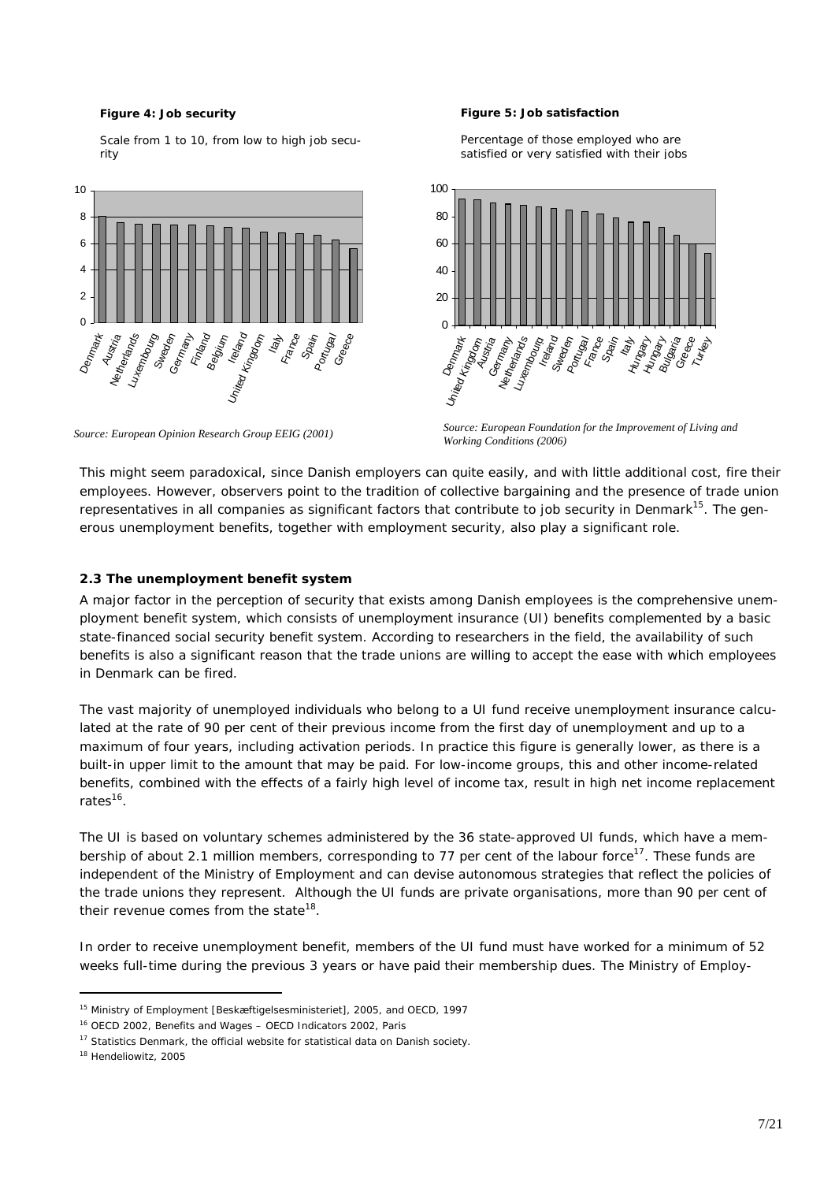**Figure 4: Job security**

Scale from 1 to 10, from low to high job security

*Source: European Opinion Research Group EEIG (2001)*

**Figure 5: Job satisfaction**

Percentage of those employed who are satisfied or very satisfied with their jobs

*Source: European Foundation for the Improvement of Living and Working Conditions (2006)*

This might seem paradoxical, since Danish employers can quite easily, and with little additional cost, fire their employees. However, observers point to the tradition of collective bargaining and the presence of trade union representatives in all companies as significant factors that contribute to job security in Denmark[15]. The generous unemployment benefits, together with employment security, also play a significant role.

### 2.3 The unemployment benefit system

A major factor in the perception of security that exists among Danish employees is the comprehensive unemployment benefit system, which consists of unemployment insurance (UI) benefits complemented by a basic state-financed social security benefit system. According to researchers in the field, the availability of such benefits is also a significant reason that the trade unions are willing to accept the ease with which employees in Denmark can be fired.

The vast majority of unemployed individuals who belong to a UI fund receive unemployment insurance calculated at the rate of 90 per cent of their previous income from the first day of unemployment and up to a maximum of four years, including activation periods. In practice this figure is generally lower, as there is a built-in upper limit to the amount that may be paid. For low-income groups, this and other income-related benefits, combined with the effects of a fairly high level of income tax, result in high net income replacement rates[16].

The UI is based on voluntary schemes administered by the 36 state-approved UI funds, which have a membership of about 2.1 million members, corresponding to 77 per cent of the labour force[17]. These funds are independent of the Ministry of Employment and can devise autonomous strategies that reflect the policies of the trade unions they represent. Although the UI funds are private organisations, more than 90 per cent of their revenue comes from the state[18].

In order to receive unemployment benefit, members of the UI fund must have worked for a minimum of 52 weeks full-time during the previous 3 years or have paid their membership dues. The Ministry of Employ-

---

[15] Ministry of Employment [Beskæftigelsesministeriet], 2005, and OECD, 1997

[16] OECD 2002, Benefits and Wages – OECD Indicators 2002, Paris

[17] Statistics Denmark, the official website for statistical data on Danish society.

[18] Hendeliowitz, 2005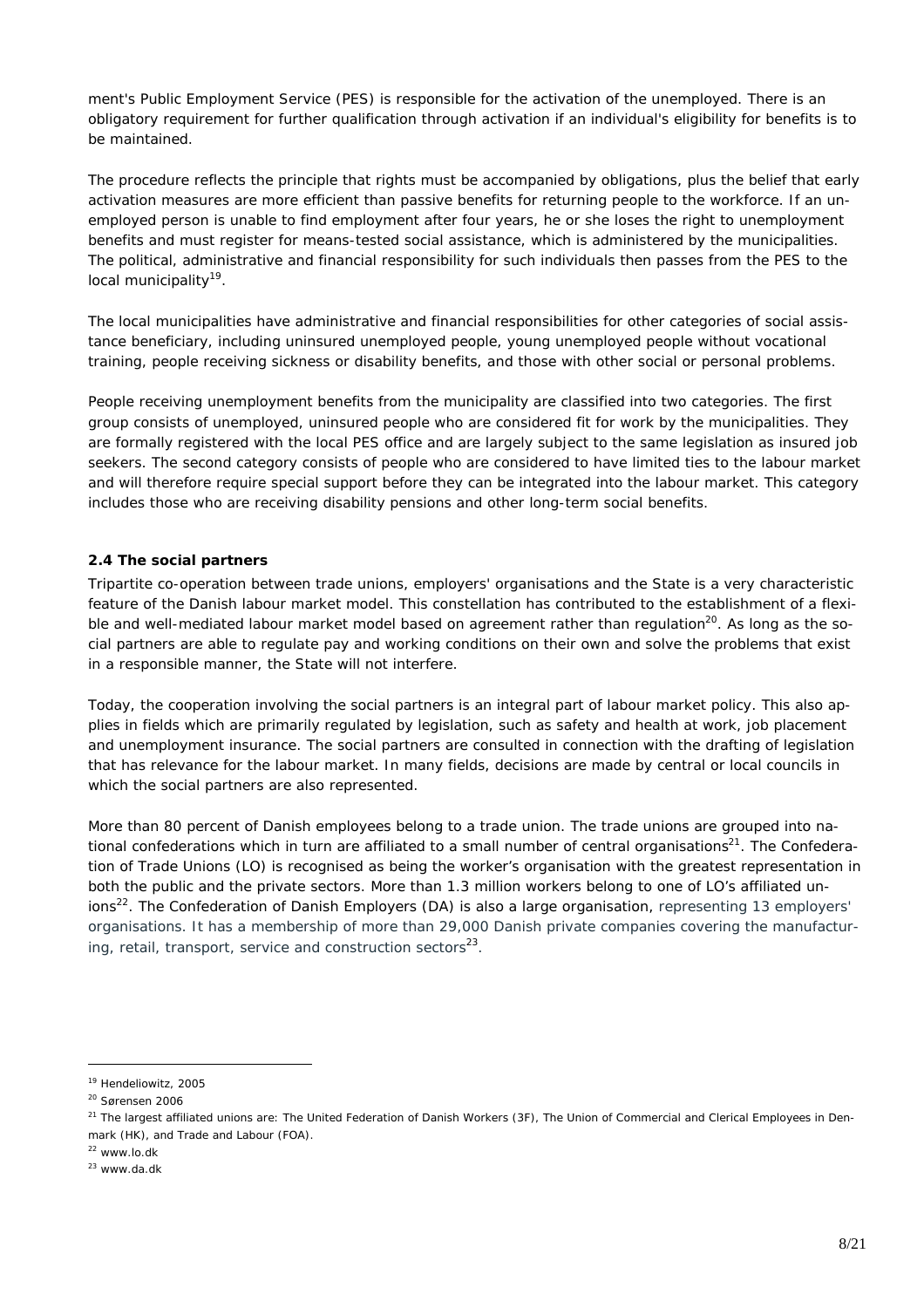ment's Public Employment Service (PES) is responsible for the activation of the unemployed. There is an obligatory requirement for further qualification through activation if an individual's eligibility for benefits is to be maintained.

The procedure reflects the principle that rights must be accompanied by obligations, plus the belief that early activation measures are more efficient than passive benefits for returning people to the workforce. If an unemployed person is unable to find employment after four years, he or she loses the right to unemployment benefits and must register for means-tested social assistance, which is administered by the municipalities. The political, administrative and financial responsibility for such individuals then passes from the PES to the local municipality[19].

The local municipalities have administrative and financial responsibilities for other categories of social assistance beneficiary, including uninsured unemployed people, young unemployed people without vocational training, people receiving sickness or disability benefits, and those with other social or personal problems.

People receiving unemployment benefits from the municipality are classified into two categories. The first group consists of unemployed, uninsured people who are considered fit for work by the municipalities. They are formally registered with the local PES office and are largely subject to the same legislation as insured job seekers. The second category consists of people who are considered to have limited ties to the labour market and will therefore require special support before they can be integrated into the labour market. This category includes those who are receiving disability pensions and other long-term social benefits.

### 2.4 The social partners

Tripartite co-operation between trade unions, employers' organisations and the State is a very characteristic feature of the Danish labour market model. This constellation has contributed to the establishment of a flexible and well-mediated labour market model based on agreement rather than regulation[20]. As long as the social partners are able to regulate pay and working conditions on their own and solve the problems that exist in a responsible manner, the State will not interfere.

Today, the cooperation involving the social partners is an integral part of labour market policy. This also applies in fields which are primarily regulated by legislation, such as safety and health at work, job placement and unemployment insurance. The social partners are consulted in connection with the drafting of legislation that has relevance for the labour market. In many fields, decisions are made by central or local councils in which the social partners are also represented.

More than 80 percent of Danish employees belong to a trade union. The trade unions are grouped into national confederations which in turn are affiliated to a small number of central organisations[21]. The Confederation of Trade Unions (LO) is recognised as being the worker's organisation with the greatest representation in both the public and the private sectors. More than 1.3 million workers belong to one of LO's affiliated unions[22]. The Confederation of Danish Employers (DA) is also a large organisation, representing 13 employers' organisations. It has a membership of more than 29,000 Danish private companies covering the manufacturing, retail, transport, service and construction sectors[23].

---

[19] Hendeliowitz, 2005

[20] Sørensen 2006

[21] The largest affiliated unions are: The United Federation of Danish Workers (3F), The Union of Commercial and Clerical Employees in Denmark (HK), and Trade and Labour (FOA).

[22] www.lo.dk

[23] www.da.dk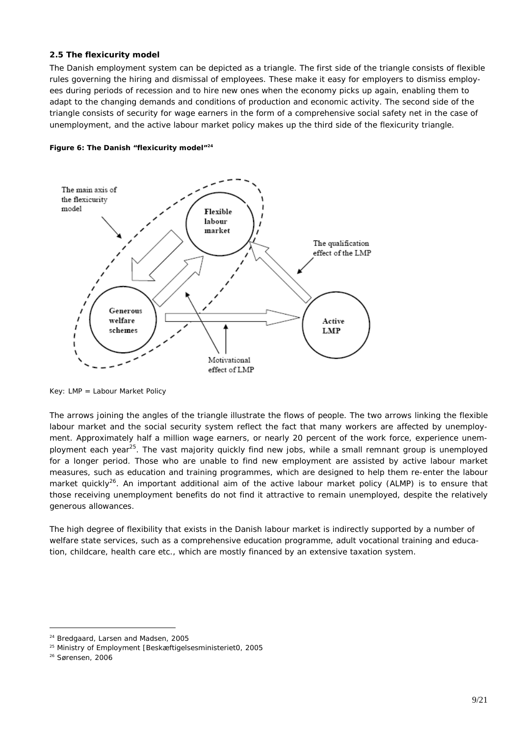### 2.5 The flexicurity model

The Danish employment system can be depicted as a triangle. The first side of the triangle consists of flexible rules governing the hiring and dismissal of employees. These make it easy for employers to dismiss employees during periods of recession and to hire new ones when the economy picks up again, enabling them to adapt to the changing demands and conditions of production and economic activity. The second side of the triangle consists of security for wage earners in the form of a comprehensive social safety net in the case of unemployment, and the active labour market policy makes up the third side of the flexicurity triangle.

**Figure 6: The Danish "flexicurity model"[24]**

Key: LMP = Labour Market Policy

The arrows joining the angles of the triangle illustrate the flows of people. The two arrows linking the flexible labour market and the social security system reflect the fact that many workers are affected by unemployment. Approximately half a million wage earners, or nearly 20 percent of the work force, experience unemployment each year[25]. The vast majority quickly find new jobs, while a small remnant group is unemployed for a longer period. Those who are unable to find new employment are assisted by active labour market measures, such as education and training programmes, which are designed to help them re-enter the labour market quickly[26]. An important additional aim of the active labour market policy (ALMP) is to ensure that those receiving unemployment benefits do not find it attractive to remain unemployed, despite the relatively generous allowances.

The high degree of flexibility that exists in the Danish labour market is indirectly supported by a number of welfare state services, such as a comprehensive education programme, adult vocational training and education, childcare, health care etc., which are mostly financed by an extensive taxation system.

---

[24] Bredgaard, Larsen and Madsen, 2005

[25] Ministry of Employment [Beskæftigelsesministeriet0, 2005

[26] Sørensen, 2006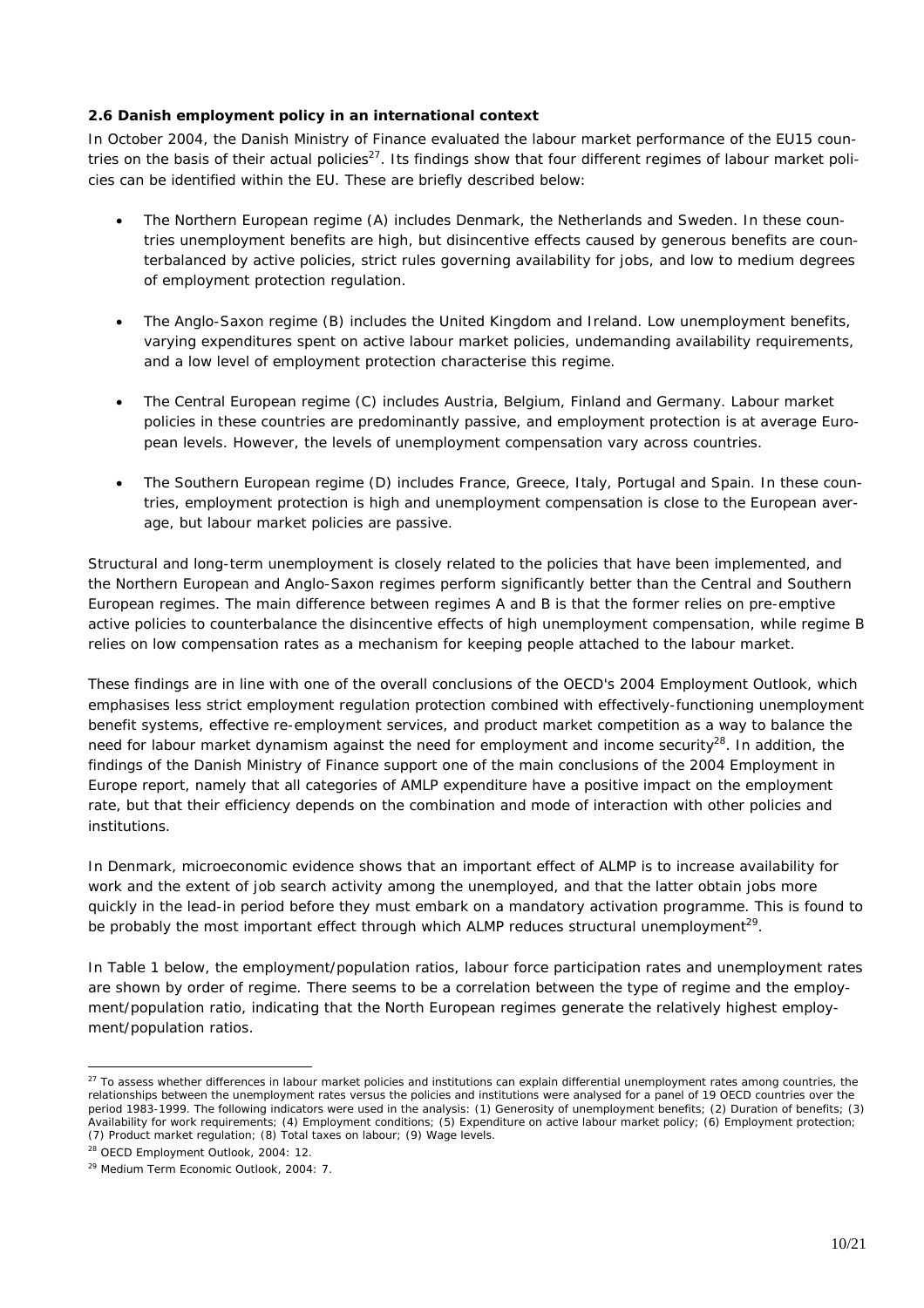**2.6 Danish employment policy in an international context**

In October 2004, the Danish Ministry of Finance evaluated the labour market performance of the EU15 countries on the basis of their actual policies[27]. Its findings show that four different regimes of labour market policies can be identified within the EU. These are briefly described below:

- The Northern European regime (A) includes Denmark, the Netherlands and Sweden. In these countries unemployment benefits are high, but disincentive effects caused by generous benefits are counterbalanced by active policies, strict rules governing availability for jobs, and low to medium degrees of employment protection regulation.

- The Anglo-Saxon regime (B) includes the United Kingdom and Ireland. Low unemployment benefits, varying expenditures spent on active labour market policies, undemanding availability requirements, and a low level of employment protection characterise this regime.

- The Central European regime (C) includes Austria, Belgium, Finland and Germany. Labour market policies in these countries are predominantly passive, and employment protection is at average European levels. However, the levels of unemployment compensation vary across countries.

- The Southern European regime (D) includes France, Greece, Italy, Portugal and Spain. In these countries, employment protection is high and unemployment compensation is close to the European average, but labour market policies are passive.

Structural and long-term unemployment is closely related to the policies that have been implemented, and the Northern European and Anglo-Saxon regimes perform significantly better than the Central and Southern European regimes. The main difference between regimes A and B is that the former relies on pre-emptive active policies to counterbalance the disincentive effects of high unemployment compensation, while regime B relies on low compensation rates as a mechanism for keeping people attached to the labour market.

These findings are in line with one of the overall conclusions of the OECD's 2004 Employment Outlook, which emphasises less strict employment regulation protection combined with effectively-functioning unemployment benefit systems, effective re-employment services, and product market competition as a way to balance the need for labour market dynamism against the need for employment and income security[28]. In addition, the findings of the Danish Ministry of Finance support one of the main conclusions of the 2004 Employment in Europe report, namely that all categories of AMLP expenditure have a positive impact on the employment rate, but that their efficiency depends on the combination and mode of interaction with other policies and institutions.

In Denmark, microeconomic evidence shows that an important effect of ALMP is to increase availability for work and the extent of job search activity among the unemployed, and that the latter obtain jobs more quickly in the lead-in period before they must embark on a mandatory activation programme. This is found to be probably the most important effect through which ALMP reduces structural unemployment[29].

In Table 1 below, the employment/population ratios, labour force participation rates and unemployment rates are shown by order of regime. There seems to be a correlation between the type of regime and the employment/population ratio, indicating that the North European regimes generate the relatively highest employment/population ratios.

---

[27] To assess whether differences in labour market policies and institutions can explain differential unemployment rates among countries, the relationships between the unemployment rates versus the policies and institutions were analysed for a panel of 19 OECD countries over the period 1983-1999. The following indicators were used in the analysis: (1) Generosity of unemployment benefits; (2) Duration of benefits; (3) Availability for work requirements; (4) Employment conditions; (5) Expenditure on active labour market policy; (6) Employment protection; (7) Product market regulation; (8) Total taxes on labour; (9) Wage levels.

[28] OECD Employment Outlook, 2004: 12.

[29] Medium Term Economic Outlook, 2004: 7.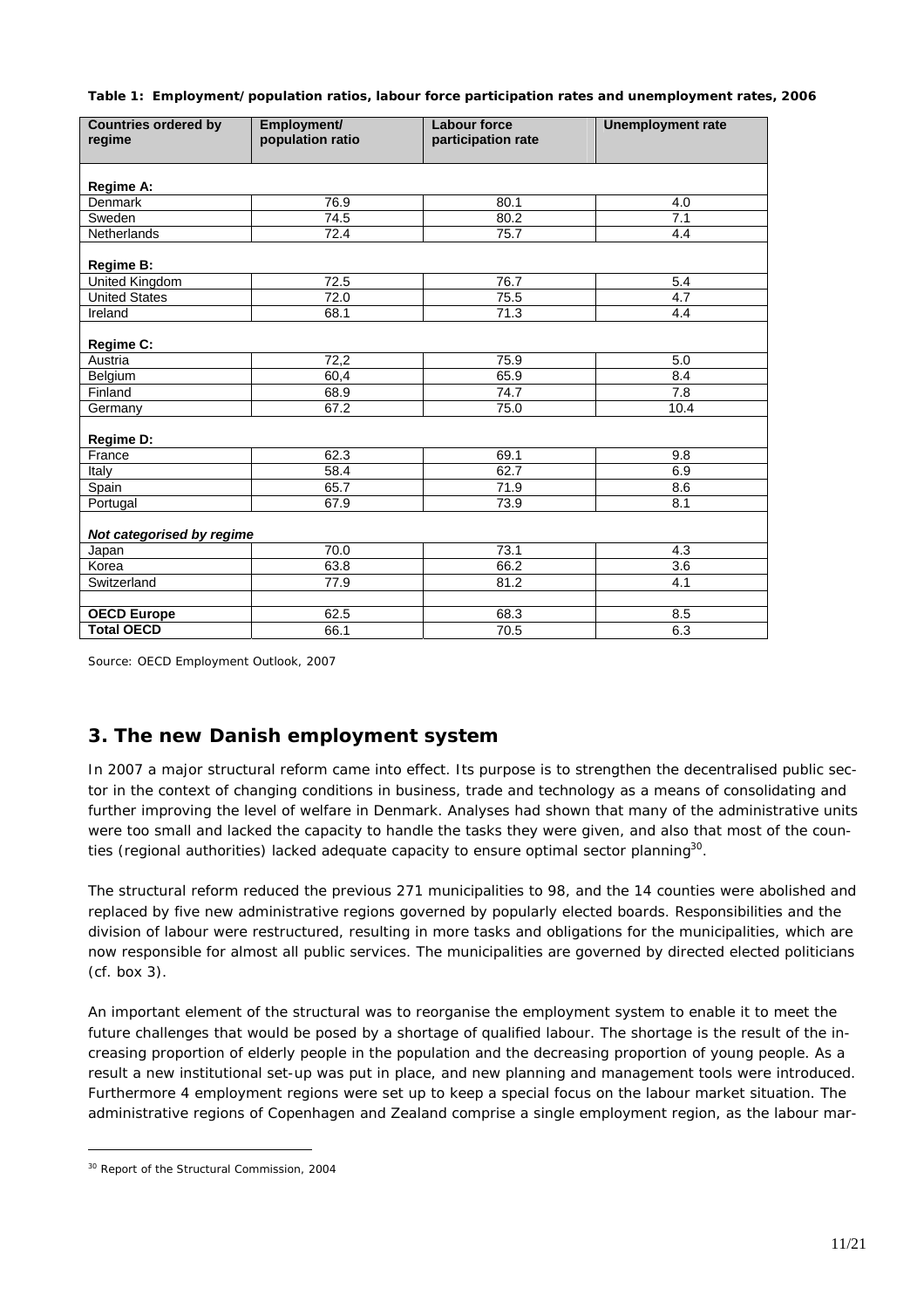**Table 1: Employment/population ratios, labour force participation rates and unemployment rates, 2006**

| Countries ordered by regime | Employment/ population ratio | Labour force participation rate | Unemployment rate |
|---|---|---|---|
| **Regime A:** | | | |
| Denmark | 76.9 | 80.1 | 4.0 |
| Sweden | 74.5 | 80.2 | 7.1 |
| Netherlands | 72.4 | 75.7 | 4.4 |
| **Regime B:** | | | |
| United Kingdom | 72.5 | 76.7 | 5.4 |
| United States | 72.0 | 75.5 | 4.7 |
| Ireland | 68.1 | 71.3 | 4.4 |
| **Regime C:** | | | |
| Austria | 72,2 | 75.9 | 5.0 |
| Belgium | 60,4 | 65.9 | 8.4 |
| Finland | 68.9 | 74.7 | 7.8 |
| Germany | 67.2 | 75.0 | 10.4 |
| **Regime D:** | | | |
| France | 62.3 | 69.1 | 9.8 |
| Italy | 58.4 | 62.7 | 6.9 |
| Spain | 65.7 | 71.9 | 8.6 |
| Portugal | 67.9 | 73.9 | 8.1 |
| ***Not categorised by regime*** | | | |
| Japan | 70.0 | 73.1 | 4.3 |
| Korea | 63.8 | 66.2 | 3.6 |
| Switzerland | 77.9 | 81.2 | 4.1 |
| | | | |
| **OECD Europe** | 62.5 | 68.3 | 8.5 |
| **Total OECD** | 66.1 | 70.5 | 6.3 |

Source: OECD Employment Outlook, 2007

## 3. The new Danish employment system

In 2007 a major structural reform came into effect. Its purpose is to strengthen the decentralised public sector in the context of changing conditions in business, trade and technology as a means of consolidating and further improving the level of welfare in Denmark. Analyses had shown that many of the administrative units were too small and lacked the capacity to handle the tasks they were given, and also that most of the counties (regional authorities) lacked adequate capacity to ensure optimal sector planning[30].

The structural reform reduced the previous 271 municipalities to 98, and the 14 counties were abolished and replaced by five new administrative regions governed by popularly elected boards. Responsibilities and the division of labour were restructured, resulting in more tasks and obligations for the municipalities, which are now responsible for almost all public services. The municipalities are governed by directed elected politicians (cf. box 3).

An important element of the structural was to reorganise the employment system to enable it to meet the future challenges that would be posed by a shortage of qualified labour. The shortage is the result of the increasing proportion of elderly people in the population and the decreasing proportion of young people. As a result a new institutional set-up was put in place, and new planning and management tools were introduced. Furthermore 4 employment regions were set up to keep a special focus on the labour market situation. The administrative regions of Copenhagen and Zealand comprise a single employment region, as the labour mar-

[30] Report of the Structural Commission, 2004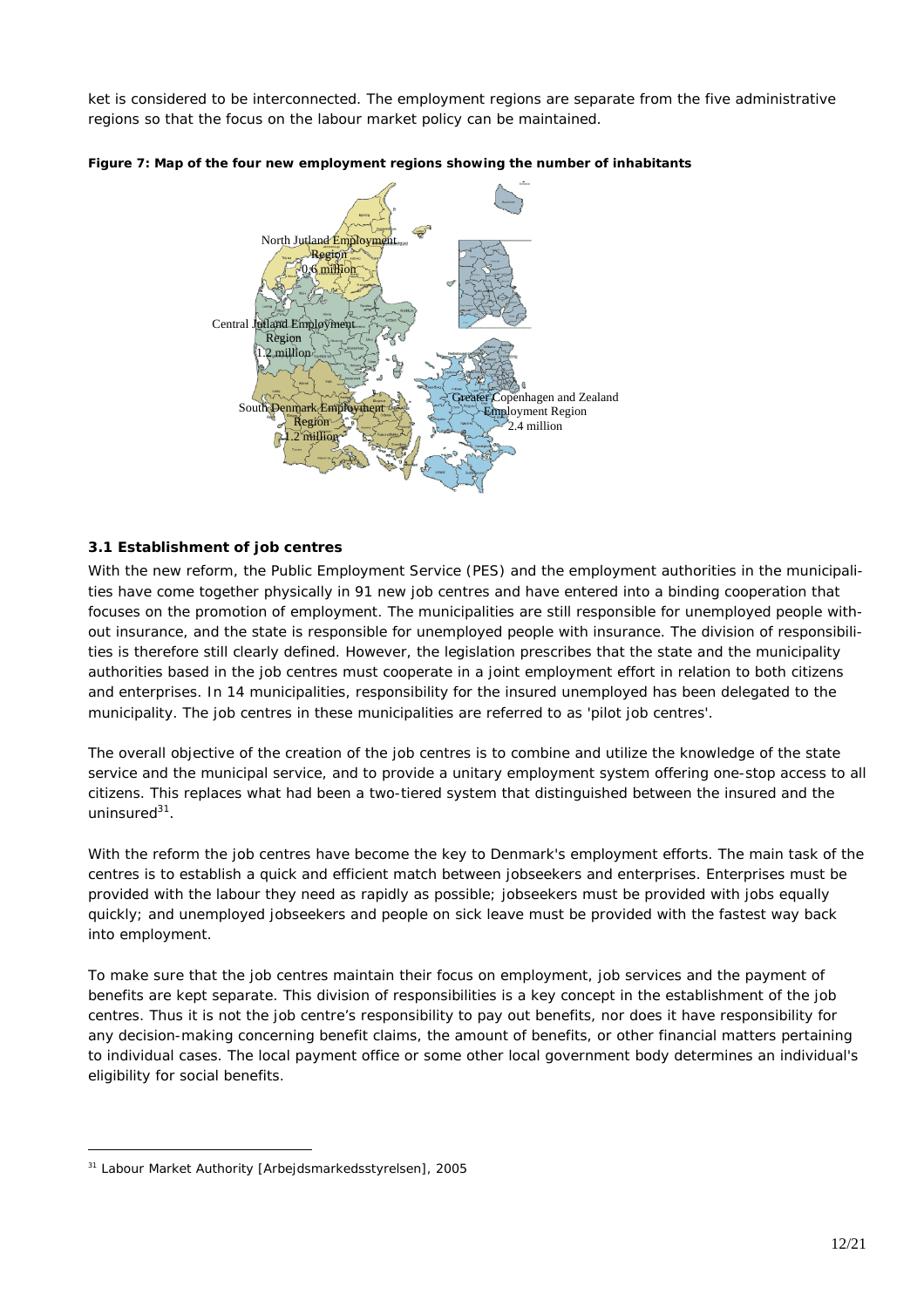ket is considered to be interconnected. The employment regions are separate from the five administrative regions so that the focus on the labour market policy can be maintained.

**Figure 7: Map of the four new employment regions showing the number of inhabitants**

North Jutland Employment Region 0.6 million

Central Jutland Employment Region 1.2 million

South Denmark Employment Region 1.2 million

Greater Copenhagen and Zealand Employment Region 2.4 million

### 3.1 Establishment of job centres

With the new reform, the Public Employment Service (PES) and the employment authorities in the municipalities have come together physically in 91 new job centres and have entered into a binding cooperation that focuses on the promotion of employment. The municipalities are still responsible for unemployed people without insurance, and the state is responsible for unemployed people with insurance. The division of responsibilities is therefore still clearly defined. However, the legislation prescribes that the state and the municipality authorities based in the job centres must cooperate in a joint employment effort in relation to both citizens and enterprises. In 14 municipalities, responsibility for the insured unemployed has been delegated to the municipality. The job centres in these municipalities are referred to as 'pilot job centres'.

The overall objective of the creation of the job centres is to combine and utilize the knowledge of the state service and the municipal service, and to provide a unitary employment system offering one-stop access to all citizens. This replaces what had been a two-tiered system that distinguished between the insured and the uninsured[31].

With the reform the job centres have become the key to Denmark's employment efforts. The main task of the centres is to establish a quick and efficient match between jobseekers and enterprises. Enterprises must be provided with the labour they need as rapidly as possible; jobseekers must be provided with jobs equally quickly; and unemployed jobseekers and people on sick leave must be provided with the fastest way back into employment.

To make sure that the job centres maintain their focus on employment, job services and the payment of benefits are kept separate. This division of responsibilities is a key concept in the establishment of the job centres. Thus it is not the job centre's responsibility to pay out benefits, nor does it have responsibility for any decision-making concerning benefit claims, the amount of benefits, or other financial matters pertaining to individual cases. The local payment office or some other local government body determines an individual's eligibility for social benefits.

---

[31] Labour Market Authority [Arbejdsmarkedsstyrelsen], 2005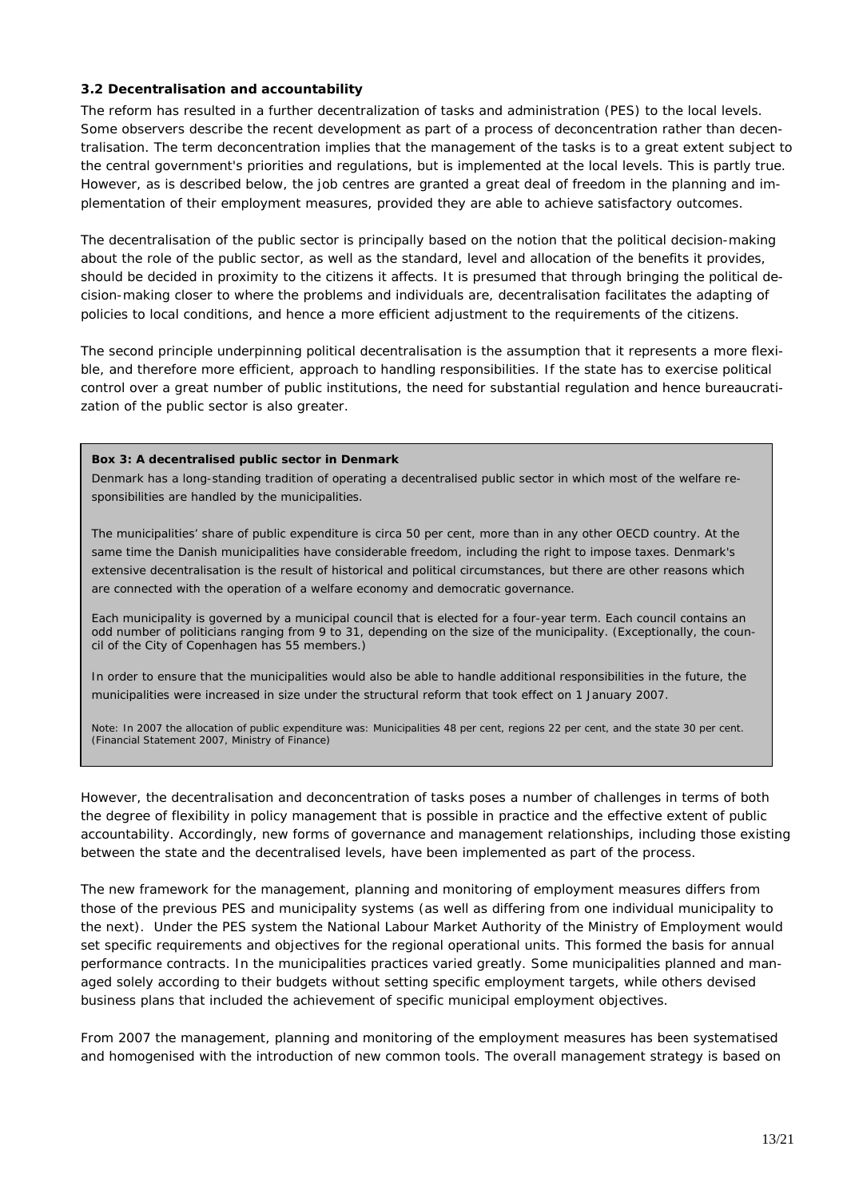### 3.2 Decentralisation and accountability

The reform has resulted in a further decentralization of tasks and administration (PES) to the local levels. Some observers describe the recent development as part of a process of deconcentration rather than decentralisation. The term deconcentration implies that the management of the tasks is to a great extent subject to the central government's priorities and regulations, but is implemented at the local levels. This is partly true. However, as is described below, the job centres are granted a great deal of freedom in the planning and implementation of their employment measures, provided they are able to achieve satisfactory outcomes.

The decentralisation of the public sector is principally based on the notion that the political decision-making about the role of the public sector, as well as the standard, level and allocation of the benefits it provides, should be decided in proximity to the citizens it affects. It is presumed that through bringing the political decision-making closer to where the problems and individuals are, decentralisation facilitates the adapting of policies to local conditions, and hence a more efficient adjustment to the requirements of the citizens.

The second principle underpinning political decentralisation is the assumption that it represents a more flexible, and therefore more efficient, approach to handling responsibilities. If the state has to exercise political control over a great number of public institutions, the need for substantial regulation and hence bureaucratization of the public sector is also greater.

> **Box 3: A decentralised public sector in Denmark**
>
> Denmark has a long-standing tradition of operating a decentralised public sector in which most of the welfare responsibilities are handled by the municipalities.
>
> The municipalities' share of public expenditure is circa 50 per cent, more than in any other OECD country. At the same time the Danish municipalities have considerable freedom, including the right to impose taxes. Denmark's extensive decentralisation is the result of historical and political circumstances, but there are other reasons which are connected with the operation of a welfare economy and democratic governance.
>
> Each municipality is governed by a municipal council that is elected for a four-year term. Each council contains an odd number of politicians ranging from 9 to 31, depending on the size of the municipality. (Exceptionally, the council of the City of Copenhagen has 55 members.)
>
> In order to ensure that the municipalities would also be able to handle additional responsibilities in the future, the municipalities were increased in size under the structural reform that took effect on 1 January 2007.
>
> Note: In 2007 the allocation of public expenditure was: Municipalities 48 per cent, regions 22 per cent, and the state 30 per cent. (Financial Statement 2007, Ministry of Finance)

However, the decentralisation and deconcentration of tasks poses a number of challenges in terms of both the degree of flexibility in policy management that is possible in practice and the effective extent of public accountability. Accordingly, new forms of governance and management relationships, including those existing between the state and the decentralised levels, have been implemented as part of the process.

The new framework for the management, planning and monitoring of employment measures differs from those of the previous PES and municipality systems (as well as differing from one individual municipality to the next). Under the PES system the National Labour Market Authority of the Ministry of Employment would set specific requirements and objectives for the regional operational units. This formed the basis for annual performance contracts. In the municipalities practices varied greatly. Some municipalities planned and managed solely according to their budgets without setting specific employment targets, while others devised business plans that included the achievement of specific municipal employment objectives.

From 2007 the management, planning and monitoring of the employment measures has been systematised and homogenised with the introduction of new common tools. The overall management strategy is based on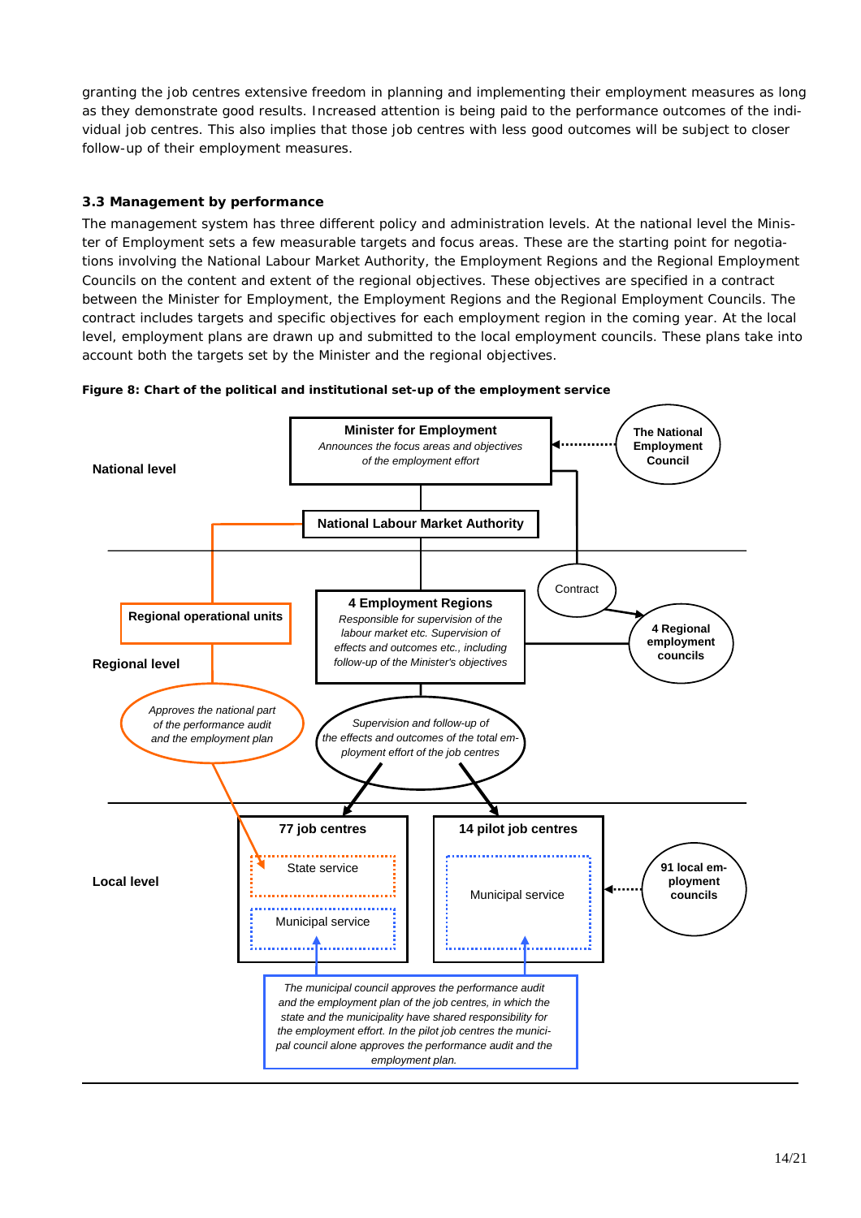granting the job centres extensive freedom in planning and implementing their employment measures as long as they demonstrate good results. Increased attention is being paid to the performance outcomes of the individual job centres. This also implies that those job centres with less good outcomes will be subject to closer follow-up of their employment measures.

### 3.3 Management by performance

The management system has three different policy and administration levels. At the national level the Minister of Employment sets a few measurable targets and focus areas. These are the starting point for negotiations involving the National Labour Market Authority, the Employment Regions and the Regional Employment Councils on the content and extent of the regional objectives. These objectives are specified in a contract between the Minister for Employment, the Employment Regions and the Regional Employment Councils. The contract includes targets and specific objectives for each employment region in the coming year. At the local level, employment plans are drawn up and submitted to the local employment councils. These plans take into account both the targets set by the Minister and the regional objectives.

**Figure 8: Chart of the political and institutional set-up of the employment service**

National level

**Minister for Employment**
*Announces the focus areas and objectives of the employment effort*

**The National Employment Council**

**National Labour Market Authority**

Contract

Regional level

**Regional operational units**

**4 Employment Regions**
*Responsible for supervision of the labour market etc. Supervision of effects and outcomes etc., including follow-up of the Minister's objectives*

**4 Regional employment councils**

*Approves the national part of the performance audit and the employment plan*

*Supervision and follow-up of the effects and outcomes of the total employment effort of the job centres*

Local level

**77 job centres**
State service
Municipal service

**14 pilot job centres**
Municipal service

**91 local employment councils**

*The municipal council approves the performance audit and the employment plan of the job centres, in which the state and the municipality have shared responsibility for the employment effort. In the pilot job centres the municipal council alone approves the performance audit and the employment plan.*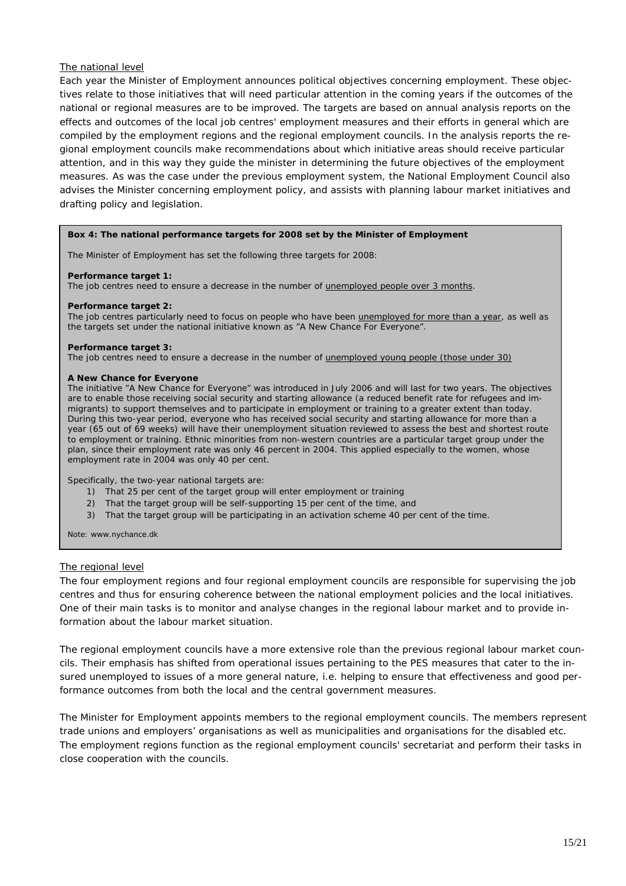The national level

Each year the Minister of Employment announces political objectives concerning employment. These objectives relate to those initiatives that will need particular attention in the coming years if the outcomes of the national or regional measures are to be improved. The targets are based on annual analysis reports on the effects and outcomes of the local job centres' employment measures and their efforts in general which are compiled by the employment regions and the regional employment councils. In the analysis reports the regional employment councils make recommendations about which initiative areas should receive particular attention, and in this way they guide the minister in determining the future objectives of the employment measures. As was the case under the previous employment system, the National Employment Council also advises the Minister concerning employment policy, and assists with planning labour market initiatives and drafting policy and legislation.

**Box 4: The national performance targets for 2008 set by the Minister of Employment**

The Minister of Employment has set the following three targets for 2008:

**Performance target 1:**
The job centres need to ensure a decrease in the number of unemployed people over 3 months.

**Performance target 2:**
The job centres particularly need to focus on people who have been unemployed for more than a year, as well as the targets set under the national initiative known as "A New Chance For Everyone".

**Performance target 3:**
The job centres need to ensure a decrease in the number of unemployed young people (those under 30)

**A New Chance for Everyone**
The initiative "A New Chance for Everyone" was introduced in July 2006 and will last for two years. The objectives are to enable those receiving social security and starting allowance (a reduced benefit rate for refugees and immigrants) to support themselves and to participate in employment or training to a greater extent than today. During this two-year period, everyone who has received social security and starting allowance for more than a year (65 out of 69 weeks) will have their unemployment situation reviewed to assess the best and shortest route to employment or training. Ethnic minorities from non-western countries are a particular target group under the plan, since their employment rate was only 46 percent in 2004. This applied especially to the women, whose employment rate in 2004 was only 40 per cent.

Specifically, the two-year national targets are:

1) That 25 per cent of the target group will enter employment or training
2) That the target group will be self-supporting 15 per cent of the time, and
3) That the target group will be participating in an activation scheme 40 per cent of the time.

Note: www.nychance.dk

The regional level

The four employment regions and four regional employment councils are responsible for supervising the job centres and thus for ensuring coherence between the national employment policies and the local initiatives. One of their main tasks is to monitor and analyse changes in the regional labour market and to provide information about the labour market situation.

The regional employment councils have a more extensive role than the previous regional labour market councils. Their emphasis has shifted from operational issues pertaining to the PES measures that cater to the insured unemployed to issues of a more general nature, i.e. helping to ensure that effectiveness and good performance outcomes from both the local and the central government measures.

The Minister for Employment appoints members to the regional employment councils. The members represent trade unions and employers' organisations as well as municipalities and organisations for the disabled etc. The employment regions function as the regional employment councils' secretariat and perform their tasks in close cooperation with the councils.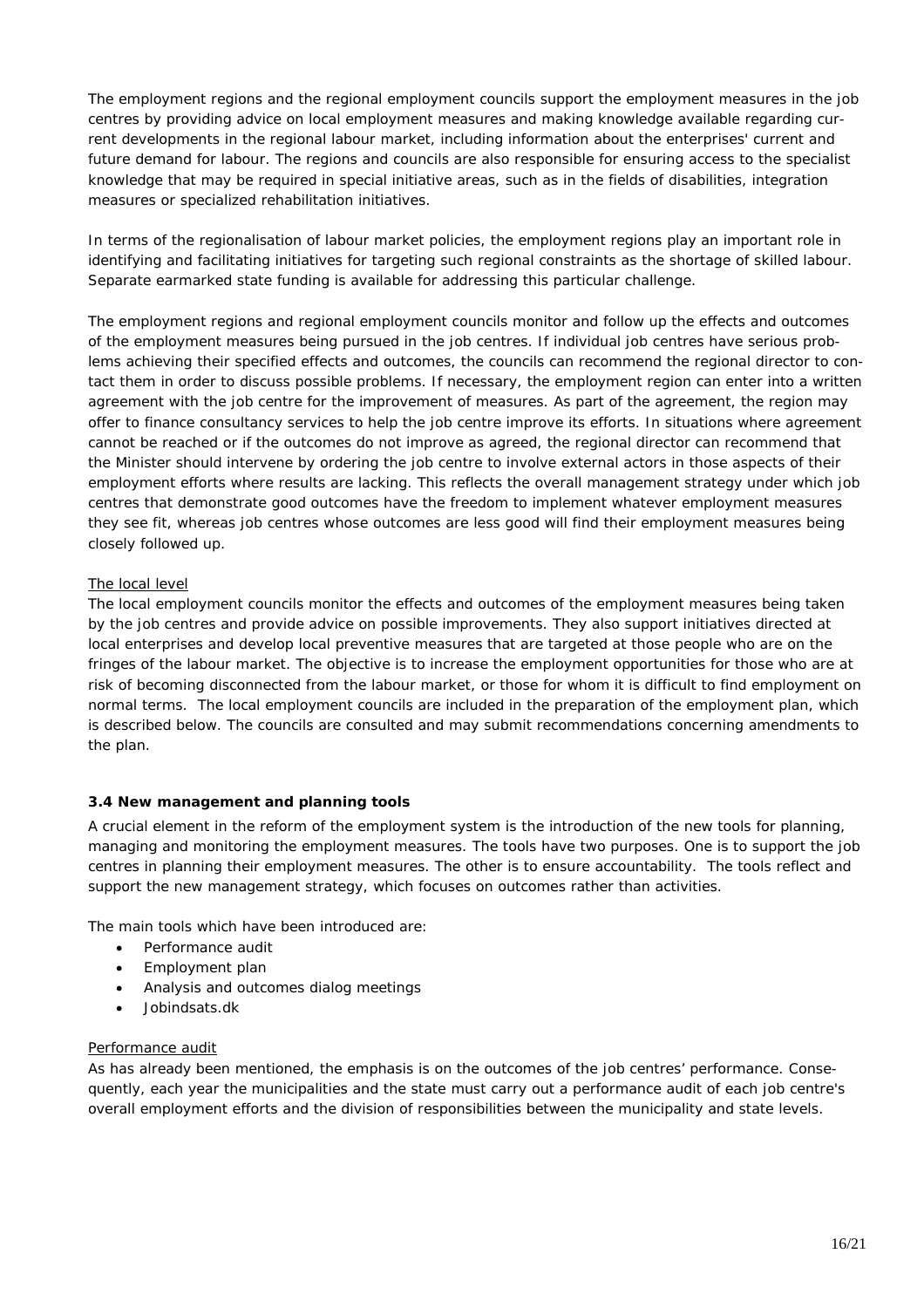The employment regions and the regional employment councils support the employment measures in the job centres by providing advice on local employment measures and making knowledge available regarding current developments in the regional labour market, including information about the enterprises' current and future demand for labour. The regions and councils are also responsible for ensuring access to the specialist knowledge that may be required in special initiative areas, such as in the fields of disabilities, integration measures or specialized rehabilitation initiatives.

In terms of the regionalisation of labour market policies, the employment regions play an important role in identifying and facilitating initiatives for targeting such regional constraints as the shortage of skilled labour. Separate earmarked state funding is available for addressing this particular challenge.

The employment regions and regional employment councils monitor and follow up the effects and outcomes of the employment measures being pursued in the job centres. If individual job centres have serious problems achieving their specified effects and outcomes, the councils can recommend the regional director to contact them in order to discuss possible problems. If necessary, the employment region can enter into a written agreement with the job centre for the improvement of measures. As part of the agreement, the region may offer to finance consultancy services to help the job centre improve its efforts. In situations where agreement cannot be reached or if the outcomes do not improve as agreed, the regional director can recommend that the Minister should intervene by ordering the job centre to involve external actors in those aspects of their employment efforts where results are lacking. This reflects the overall management strategy under which job centres that demonstrate good outcomes have the freedom to implement whatever employment measures they see fit, whereas job centres whose outcomes are less good will find their employment measures being closely followed up.

The local level

The local employment councils monitor the effects and outcomes of the employment measures being taken by the job centres and provide advice on possible improvements. They also support initiatives directed at local enterprises and develop local preventive measures that are targeted at those people who are on the fringes of the labour market. The objective is to increase the employment opportunities for those who are at risk of becoming disconnected from the labour market, or those for whom it is difficult to find employment on normal terms. The local employment councils are included in the preparation of the employment plan, which is described below. The councils are consulted and may submit recommendations concerning amendments to the plan.

### 3.4 New management and planning tools

A crucial element in the reform of the employment system is the introduction of the new tools for planning, managing and monitoring the employment measures. The tools have two purposes. One is to support the job centres in planning their employment measures. The other is to ensure accountability. The tools reflect and support the new management strategy, which focuses on outcomes rather than activities.

The main tools which have been introduced are:

- Performance audit
- Employment plan
- Analysis and outcomes dialog meetings
- Jobindsats.dk

Performance audit

As has already been mentioned, the emphasis is on the outcomes of the job centres' performance. Consequently, each year the municipalities and the state must carry out a performance audit of each job centre's overall employment efforts and the division of responsibilities between the municipality and state levels.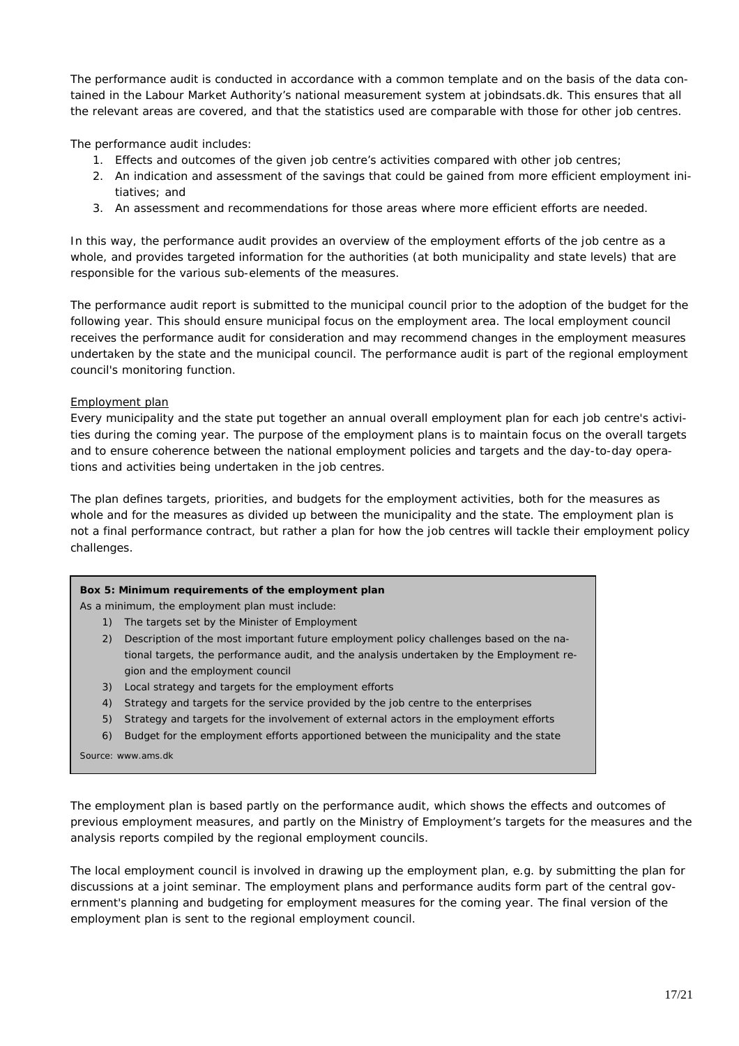The performance audit is conducted in accordance with a common template and on the basis of the data contained in the Labour Market Authority's national measurement system at jobindsats.dk. This ensures that all the relevant areas are covered, and that the statistics used are comparable with those for other job centres.

The performance audit includes:

1. Effects and outcomes of the given job centre's activities compared with other job centres;
2. An indication and assessment of the savings that could be gained from more efficient employment initiatives; and
3. An assessment and recommendations for those areas where more efficient efforts are needed.

In this way, the performance audit provides an overview of the employment efforts of the job centre as a whole, and provides targeted information for the authorities (at both municipality and state levels) that are responsible for the various sub-elements of the measures.

The performance audit report is submitted to the municipal council prior to the adoption of the budget for the following year. This should ensure municipal focus on the employment area. The local employment council receives the performance audit for consideration and may recommend changes in the employment measures undertaken by the state and the municipal council. The performance audit is part of the regional employment council's monitoring function.

<u>Employment plan</u>

Every municipality and the state put together an annual overall employment plan for each job centre's activities during the coming year. The purpose of the employment plans is to maintain focus on the overall targets and to ensure coherence between the national employment policies and targets and the day-to-day operations and activities being undertaken in the job centres.

The plan defines targets, priorities, and budgets for the employment activities, both for the measures as whole and for the measures as divided up between the municipality and the state. The employment plan is not a final performance contract, but rather a plan for how the job centres will tackle their employment policy challenges.

> **Box 5: Minimum requirements of the employment plan**
>
> As a minimum, the employment plan must include:
>
> 1) The targets set by the Minister of Employment
> 2) Description of the most important future employment policy challenges based on the national targets, the performance audit, and the analysis undertaken by the Employment region and the employment council
> 3) Local strategy and targets for the employment efforts
> 4) Strategy and targets for the service provided by the job centre to the enterprises
> 5) Strategy and targets for the involvement of external actors in the employment efforts
> 6) Budget for the employment efforts apportioned between the municipality and the state
>
> Source: www.ams.dk

The employment plan is based partly on the performance audit, which shows the effects and outcomes of previous employment measures, and partly on the Ministry of Employment's targets for the measures and the analysis reports compiled by the regional employment councils.

The local employment council is involved in drawing up the employment plan, e.g. by submitting the plan for discussions at a joint seminar. The employment plans and performance audits form part of the central government's planning and budgeting for employment measures for the coming year. The final version of the employment plan is sent to the regional employment council.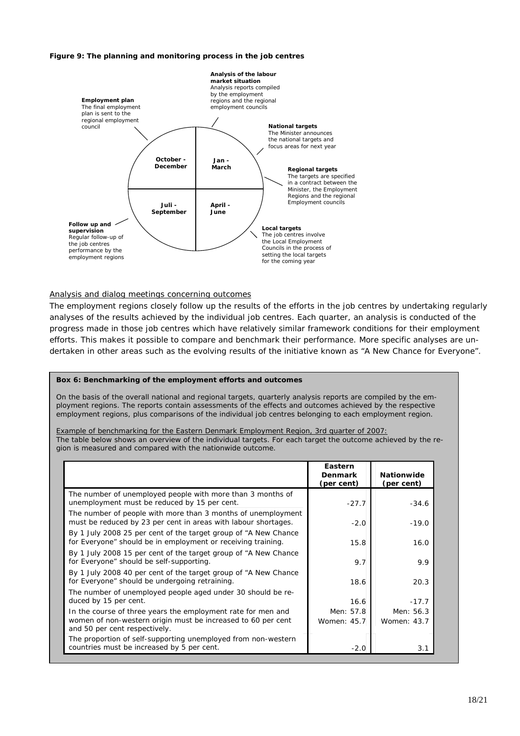**Figure 9: The planning and monitoring process in the job centres**

**Analysis of the labour market situation**
Analysis reports compiled by the employment regions and the regional employment councils

**National targets**
The Minister announces the national targets and focus areas for next year

**Regional targets**
The targets are specified in a contract between the Minister, the Employment Regions and the regional Employment councils

**Local targets**
The job centres involve the Local Employment Councils in the process of setting the local targets for the coming year

**Follow up and supervision**
Regular follow-up of the job centres performance by the employment regions

**Employment plan**
The final employment plan is sent to the regional employment council

**Jan - March** | **April - June** | **Juli - September** | **October - December**

Analysis and dialog meetings concerning outcomes

The employment regions closely follow up the results of the efforts in the job centres by undertaking regularly analyses of the results achieved by the individual job centres. Each quarter, an analysis is conducted of the progress made in those job centres which have relatively similar framework conditions for their employment efforts. This makes it possible to compare and benchmark their performance. More specific analyses are undertaken in other areas such as the evolving results of the initiative known as "A New Chance for Everyone".

**Box 6: Benchmarking of the employment efforts and outcomes**

*On the basis of the overall national and regional targets, quarterly analysis reports are compiled by the employment regions. The reports contain assessments of the effects and outcomes achieved by the respective employment regions, plus comparisons of the individual job centres belonging to each employment region.*

*Example of benchmarking for the Eastern Denmark Employment Region, 3rd quarter of 2007:*
*The table below shows an overview of the individual targets. For each target the outcome achieved by the region is measured and compared with the nationwide outcome.*

| | Eastern Denmark (per cent) | Nationwide (per cent) |
|---|---|---|
| The number of unemployed people with more than 3 months of unemployment must be reduced by 15 per cent. | -27.7 | -34.6 |
| The number of people with more than 3 months of unemployment must be reduced by 23 per cent in areas with labour shortages. | -2.0 | -19.0 |
| By 1 July 2008 25 per cent of the target group of "A New Chance for Everyone" should be in employment or receiving training. | 15.8 | 16.0 |
| By 1 July 2008 15 per cent of the target group of "A New Chance for Everyone" should be self-supporting. | 9.7 | 9.9 |
| By 1 July 2008 40 per cent of the target group of "A New Chance for Everyone" should be undergoing retraining. | 18.6 | 20.3 |
| The number of unemployed people aged under 30 should be reduced by 15 per cent. | 16.6 | -17.7 |
| In the course of three years the employment rate for men and women of non-western origin must be increased to 60 per cent and 50 per cent respectively. | Men: 57.8 Women: 45.7 | Men: 56.3 Women: 43.7 |
| The proportion of self-supporting unemployed from non-western countries must be increased by 5 per cent. | -2.0 | 3.1 |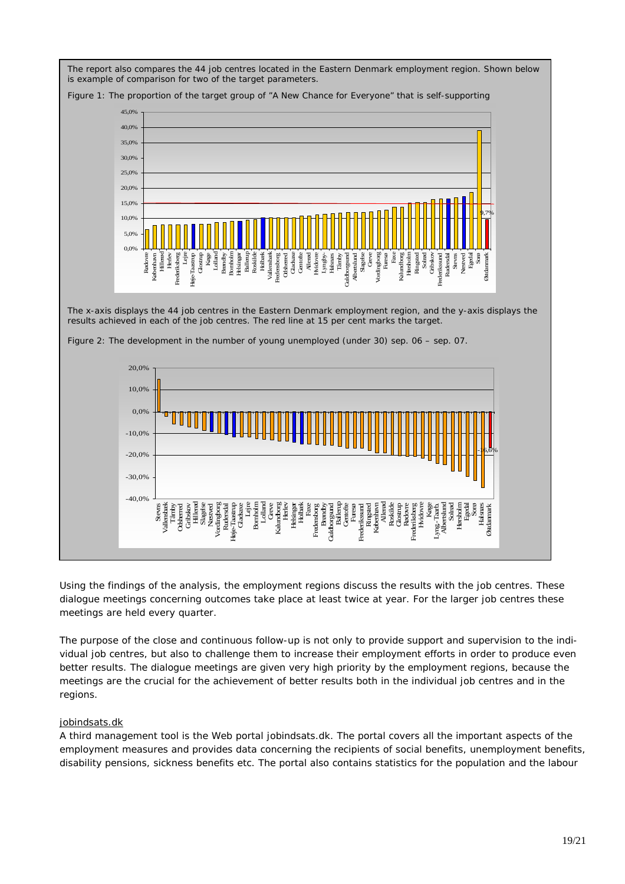The report also compares the 44 job centres located in the Eastern Denmark employment region. Shown below is example of comparison for two of the target parameters.

Figure 1: The proportion of the target group of "A New Chance for Everyone" that is self-supporting

The x-axis displays the 44 job centres in the Eastern Denmark employment region, and the y-axis displays the results achieved in each of the job centres. The red line at 15 per cent marks the target.

Figure 2: The development in the number of young unemployed (under 30) sep. 06 – sep. 07.

Using the findings of the analysis, the employment regions discuss the results with the job centres. These dialogue meetings concerning outcomes take place at least twice at year. For the larger job centres these meetings are held every quarter.

The purpose of the close and continuous follow-up is not only to provide support and supervision to the individual job centres, but also to challenge them to increase their employment efforts in order to produce even better results. The dialogue meetings are given very high priority by the employment regions, because the meetings are the crucial for the achievement of better results both in the individual job centres and in the regions.

jobindsats.dk

A third management tool is the Web portal jobindsats.dk. The portal covers all the important aspects of the employment measures and provides data concerning the recipients of social benefits, unemployment benefits, disability pensions, sickness benefits etc. The portal also contains statistics for the population and the labour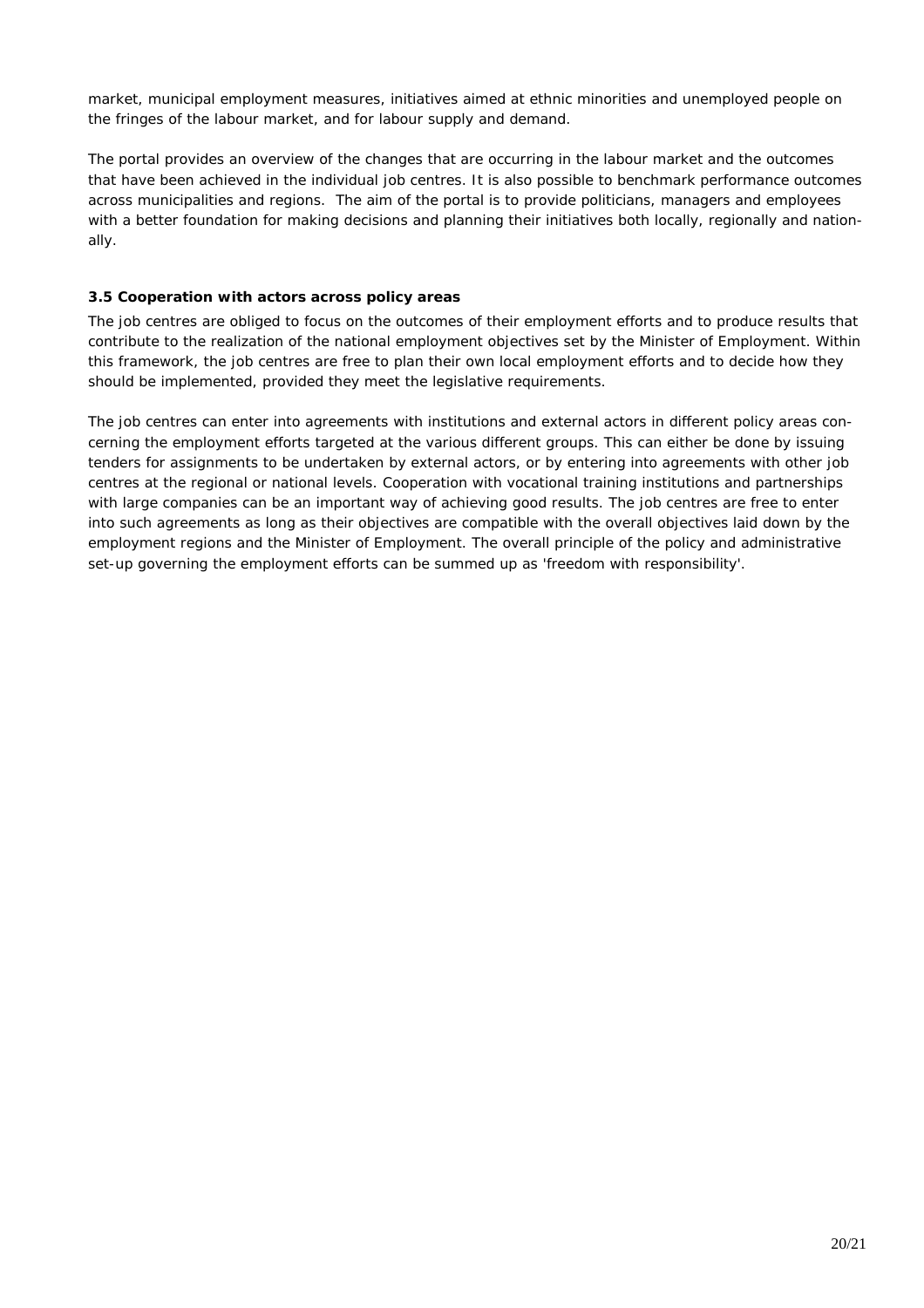market, municipal employment measures, initiatives aimed at ethnic minorities and unemployed people on the fringes of the labour market, and for labour supply and demand.

The portal provides an overview of the changes that are occurring in the labour market and the outcomes that have been achieved in the individual job centres. It is also possible to benchmark performance outcomes across municipalities and regions. The aim of the portal is to provide politicians, managers and employees with a better foundation for making decisions and planning their initiatives both locally, regionally and nationally.

### 3.5 Cooperation with actors across policy areas

The job centres are obliged to focus on the outcomes of their employment efforts and to produce results that contribute to the realization of the national employment objectives set by the Minister of Employment. Within this framework, the job centres are free to plan their own local employment efforts and to decide how they should be implemented, provided they meet the legislative requirements.

The job centres can enter into agreements with institutions and external actors in different policy areas concerning the employment efforts targeted at the various different groups. This can either be done by issuing tenders for assignments to be undertaken by external actors, or by entering into agreements with other job centres at the regional or national levels. Cooperation with vocational training institutions and partnerships with large companies can be an important way of achieving good results. The job centres are free to enter into such agreements as long as their objectives are compatible with the overall objectives laid down by the employment regions and the Minister of Employment. The overall principle of the policy and administrative set-up governing the employment efforts can be summed up as 'freedom with responsibility'.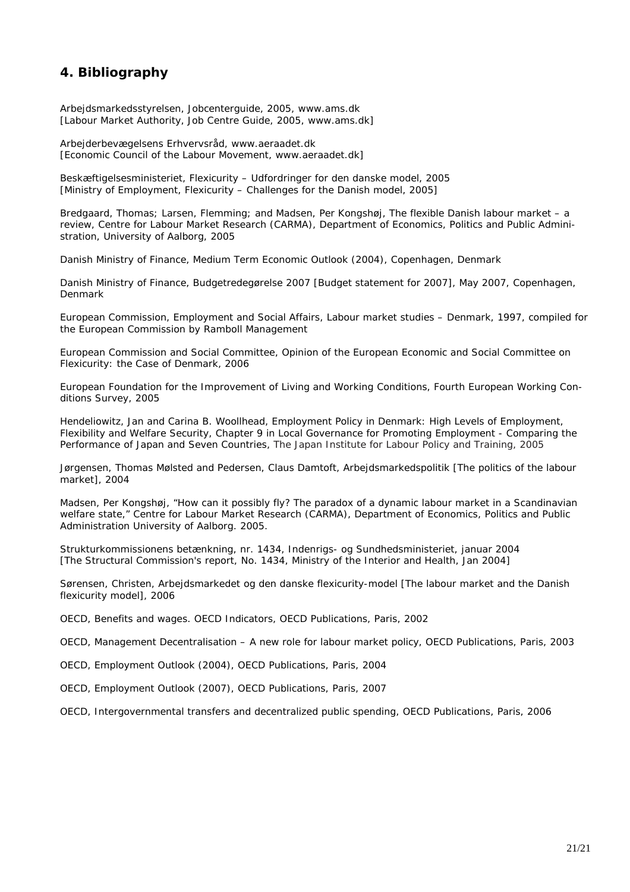## 4. Bibliography

Arbejdsmarkedsstyrelsen, Jobcenterguide, 2005, www.ams.dk
[Labour Market Authority, Job Centre Guide, 2005, www.ams.dk]

Arbejderbevægelsens Erhvervsråd, www.aeraadet.dk
[Economic Council of the Labour Movement, www.aeraadet.dk]

Beskæftigelsesministeriet, Flexicurity – Udfordringer for den danske model, 2005
[Ministry of Employment, Flexicurity – Challenges for the Danish model, 2005]

Bredgaard, Thomas; Larsen, Flemming; and Madsen, Per Kongshøj, The flexible Danish labour market – a review, Centre for Labour Market Research (CARMA), Department of Economics, Politics and Public Administration, University of Aalborg, 2005

Danish Ministry of Finance, Medium Term Economic Outlook (2004), Copenhagen, Denmark

Danish Ministry of Finance, Budgetredegørelse 2007 [Budget statement for 2007], May 2007, Copenhagen, Denmark

European Commission, Employment and Social Affairs, Labour market studies – Denmark, 1997, compiled for the European Commission by Ramboll Management

European Commission and Social Committee, Opinion of the European Economic and Social Committee on Flexicurity: the Case of Denmark, 2006

European Foundation for the Improvement of Living and Working Conditions, Fourth European Working Conditions Survey, 2005

Hendeliowitz, Jan and Carina B. Woollhead, Employment Policy in Denmark: High Levels of Employment, Flexibility and Welfare Security, Chapter 9 in Local Governance for Promoting Employment - Comparing the Performance of Japan and Seven Countries, The Japan Institute for Labour Policy and Training, 2005

Jørgensen, Thomas Mølsted and Pedersen, Claus Damtoft, Arbejdsmarkedspolitik [The politics of the labour market], 2004

Madsen, Per Kongshøj, "How can it possibly fly? The paradox of a dynamic labour market in a Scandinavian welfare state," Centre for Labour Market Research (CARMA), Department of Economics, Politics and Public Administration University of Aalborg. 2005.

Strukturkommissionens betænkning, nr. 1434, Indenrigs- og Sundhedsministeriet, januar 2004
[The Structural Commission's report, No. 1434, Ministry of the Interior and Health, Jan 2004]

Sørensen, Christen, Arbejdsmarkedet og den danske flexicurity-model [The labour market and the Danish flexicurity model], 2006

OECD, Benefits and wages. OECD Indicators, OECD Publications, Paris, 2002

OECD, Management Decentralisation – A new role for labour market policy, OECD Publications, Paris, 2003

OECD, Employment Outlook (2004), OECD Publications, Paris, 2004

OECD, Employment Outlook (2007), OECD Publications, Paris, 2007

OECD, Intergovernmental transfers and decentralized public spending, OECD Publications, Paris, 2006